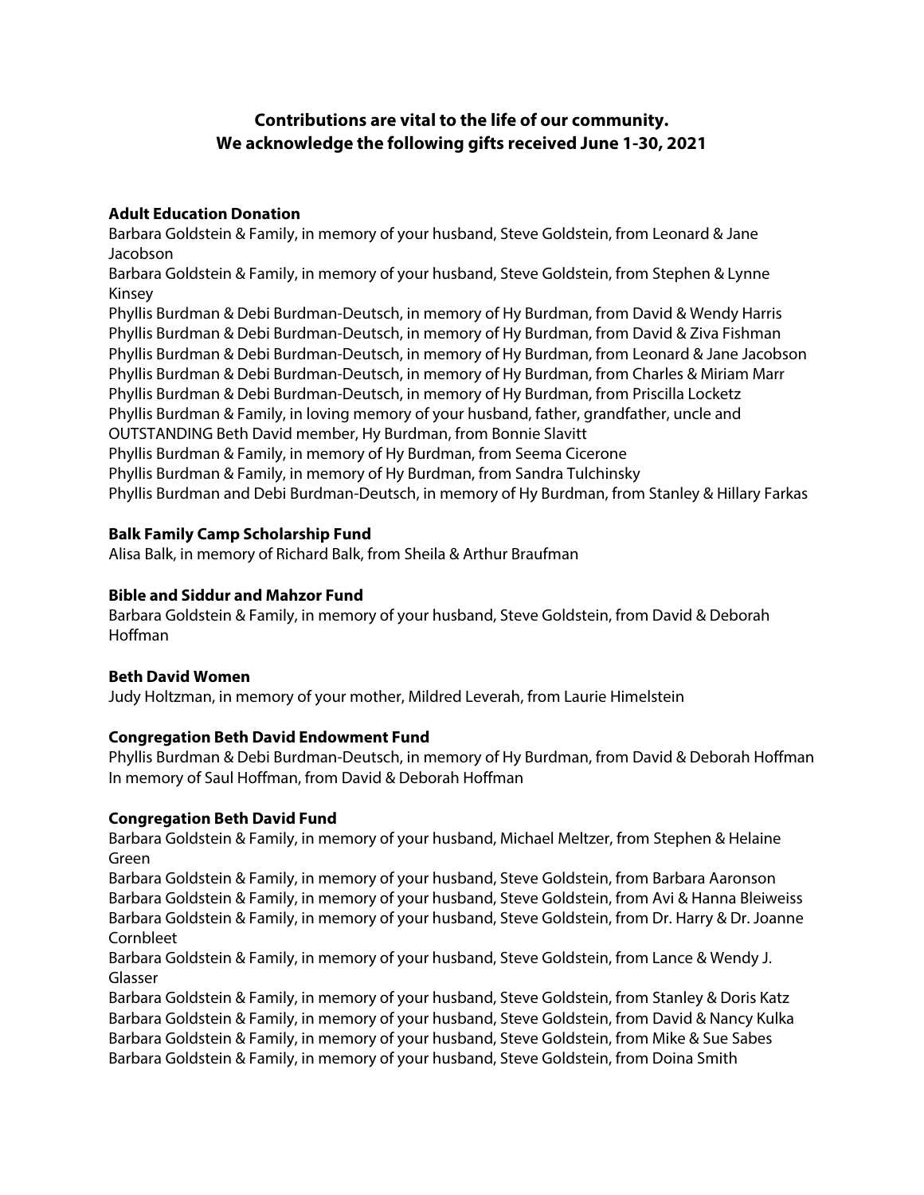**Contributions are vital to the life of our community.**
**We acknowledge the following gifts received June 1-30, 2021**

**Adult Education Donation**

Barbara Goldstein & Family, in memory of your husband, Steve Goldstein, from Leonard & Jane Jacobson
Barbara Goldstein & Family, in memory of your husband, Steve Goldstein, from Stephen & Lynne Kinsey
Phyllis Burdman & Debi Burdman-Deutsch, in memory of Hy Burdman, from David & Wendy Harris
Phyllis Burdman & Debi Burdman-Deutsch, in memory of Hy Burdman, from David & Ziva Fishman
Phyllis Burdman & Debi Burdman-Deutsch, in memory of Hy Burdman, from Leonard & Jane Jacobson
Phyllis Burdman & Debi Burdman-Deutsch, in memory of Hy Burdman, from Charles & Miriam Marr
Phyllis Burdman & Debi Burdman-Deutsch, in memory of Hy Burdman, from Priscilla Locketz
Phyllis Burdman & Family, in loving memory of your husband, father, grandfather, uncle and OUTSTANDING Beth David member, Hy Burdman, from Bonnie Slavitt
Phyllis Burdman & Family, in memory of Hy Burdman, from Seema Cicerone
Phyllis Burdman & Family, in memory of Hy Burdman, from Sandra Tulchinsky
Phyllis Burdman and Debi Burdman-Deutsch, in memory of Hy Burdman, from Stanley & Hillary Farkas

**Balk Family Camp Scholarship Fund**

Alisa Balk, in memory of Richard Balk, from Sheila & Arthur Braufman

**Bible and Siddur and Mahzor Fund**

Barbara Goldstein & Family, in memory of your husband, Steve Goldstein, from David & Deborah Hoffman

**Beth David Women**

Judy Holtzman, in memory of your mother, Mildred Leverah, from Laurie Himelstein

**Congregation Beth David Endowment Fund**

Phyllis Burdman & Debi Burdman-Deutsch, in memory of Hy Burdman, from David & Deborah Hoffman
In memory of Saul Hoffman, from David & Deborah Hoffman

**Congregation Beth David Fund**

Barbara Goldstein & Family, in memory of your husband, Michael Meltzer, from Stephen & Helaine Green
Barbara Goldstein & Family, in memory of your husband, Steve Goldstein, from Barbara Aaronson
Barbara Goldstein & Family, in memory of your husband, Steve Goldstein, from Avi & Hanna Bleiweiss
Barbara Goldstein & Family, in memory of your husband, Steve Goldstein, from Dr. Harry & Dr. Joanne Cornbleet
Barbara Goldstein & Family, in memory of your husband, Steve Goldstein, from Lance & Wendy J. Glasser
Barbara Goldstein & Family, in memory of your husband, Steve Goldstein, from Stanley & Doris Katz
Barbara Goldstein & Family, in memory of your husband, Steve Goldstein, from David & Nancy Kulka
Barbara Goldstein & Family, in memory of your husband, Steve Goldstein, from Mike & Sue Sabes
Barbara Goldstein & Family, in memory of your husband, Steve Goldstein, from Doina Smith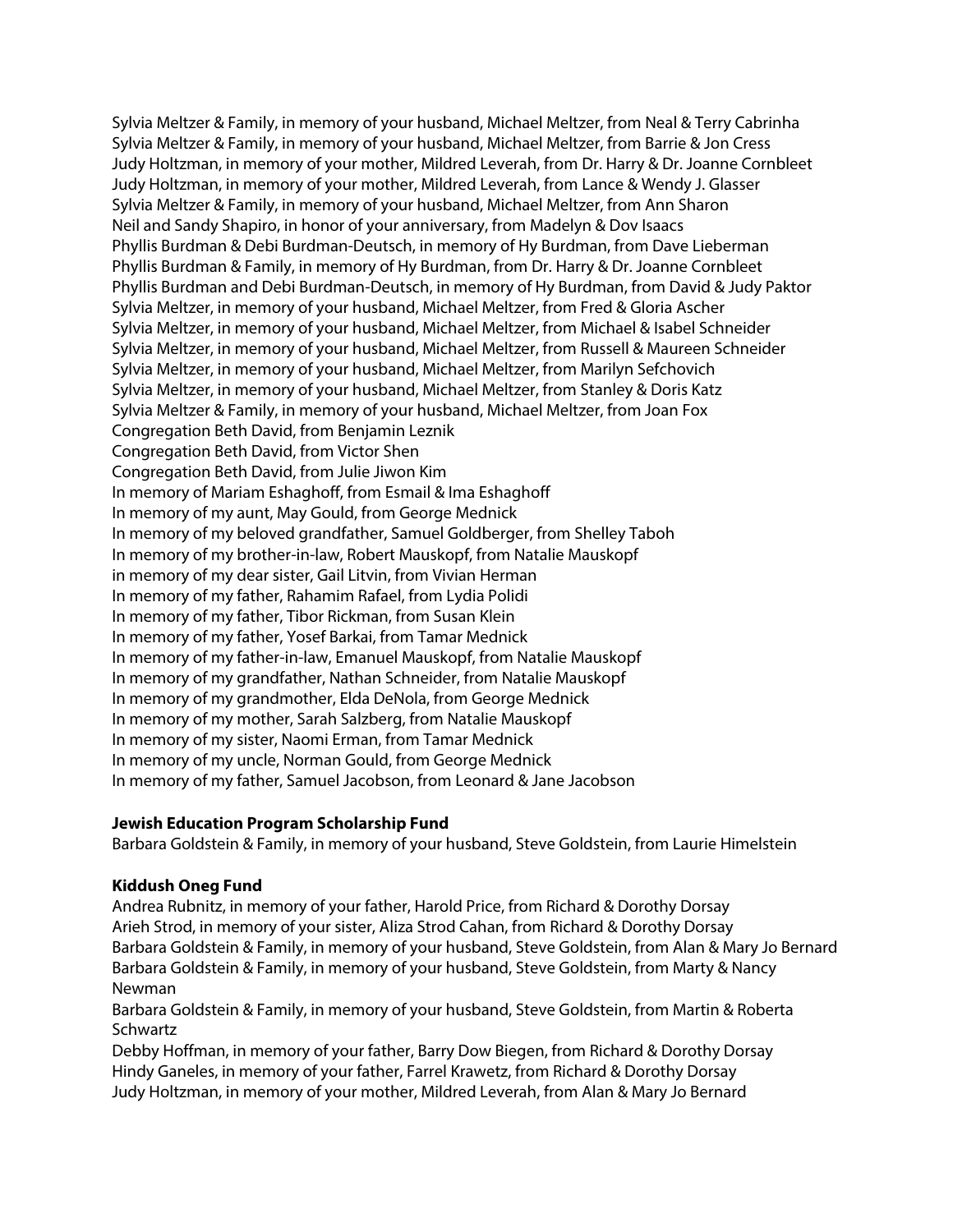Sylvia Meltzer & Family, in memory of your husband, Michael Meltzer, from Neal & Terry Cabrinha
Sylvia Meltzer & Family, in memory of your husband, Michael Meltzer, from Barrie & Jon Cress
Judy Holtzman, in memory of your mother, Mildred Leverah, from Dr. Harry & Dr. Joanne Cornbleet
Judy Holtzman, in memory of your mother, Mildred Leverah, from Lance & Wendy J. Glasser
Sylvia Meltzer & Family, in memory of your husband, Michael Meltzer, from Ann Sharon
Neil and Sandy Shapiro, in honor of your anniversary, from Madelyn & Dov Isaacs
Phyllis Burdman & Debi Burdman-Deutsch, in memory of Hy Burdman, from Dave Lieberman
Phyllis Burdman & Family, in memory of Hy Burdman, from Dr. Harry & Dr. Joanne Cornbleet
Phyllis Burdman and Debi Burdman-Deutsch, in memory of Hy Burdman, from David & Judy Paktor
Sylvia Meltzer, in memory of your husband, Michael Meltzer, from Fred & Gloria Ascher
Sylvia Meltzer, in memory of your husband, Michael Meltzer, from Michael & Isabel Schneider
Sylvia Meltzer, in memory of your husband, Michael Meltzer, from Russell & Maureen Schneider
Sylvia Meltzer, in memory of your husband, Michael Meltzer, from Marilyn Sefchovich
Sylvia Meltzer, in memory of your husband, Michael Meltzer, from Stanley & Doris Katz
Sylvia Meltzer & Family, in memory of your husband, Michael Meltzer, from Joan Fox
Congregation Beth David, from Benjamin Leznik
Congregation Beth David, from Victor Shen
Congregation Beth David, from Julie Jiwon Kim
In memory of Mariam Eshaghoff, from Esmail & Ima Eshaghoff
In memory of my aunt, May Gould, from George Mednick
In memory of my beloved grandfather, Samuel Goldberger, from Shelley Taboh
In memory of my brother-in-law, Robert Mauskopf, from Natalie Mauskopf
in memory of my dear sister, Gail Litvin, from Vivian Herman
In memory of my father, Rahamim Rafael, from Lydia Polidi
In memory of my father, Tibor Rickman, from Susan Klein
In memory of my father, Yosef Barkai, from Tamar Mednick
In memory of my father-in-law, Emanuel Mauskopf, from Natalie Mauskopf
In memory of my grandfather, Nathan Schneider, from Natalie Mauskopf
In memory of my grandmother, Elda DeNola, from George Mednick
In memory of my mother, Sarah Salzberg, from Natalie Mauskopf
In memory of my sister, Naomi Erman, from Tamar Mednick
In memory of my uncle, Norman Gould, from George Mednick
In memory of my father, Samuel Jacobson, from Leonard & Jane Jacobson

**Jewish Education Program Scholarship Fund**

Barbara Goldstein & Family, in memory of your husband, Steve Goldstein, from Laurie Himelstein

**Kiddush Oneg Fund**

Andrea Rubnitz, in memory of your father, Harold Price, from Richard & Dorothy Dorsay
Arieh Strod, in memory of your sister, Aliza Strod Cahan, from Richard & Dorothy Dorsay
Barbara Goldstein & Family, in memory of your husband, Steve Goldstein, from Alan & Mary Jo Bernard
Barbara Goldstein & Family, in memory of your husband, Steve Goldstein, from Marty & Nancy Newman
Barbara Goldstein & Family, in memory of your husband, Steve Goldstein, from Martin & Roberta Schwartz
Debby Hoffman, in memory of your father, Barry Dow Biegen, from Richard & Dorothy Dorsay
Hindy Ganeles, in memory of your father, Farrel Krawetz, from Richard & Dorothy Dorsay
Judy Holtzman, in memory of your mother, Mildred Leverah, from Alan & Mary Jo Bernard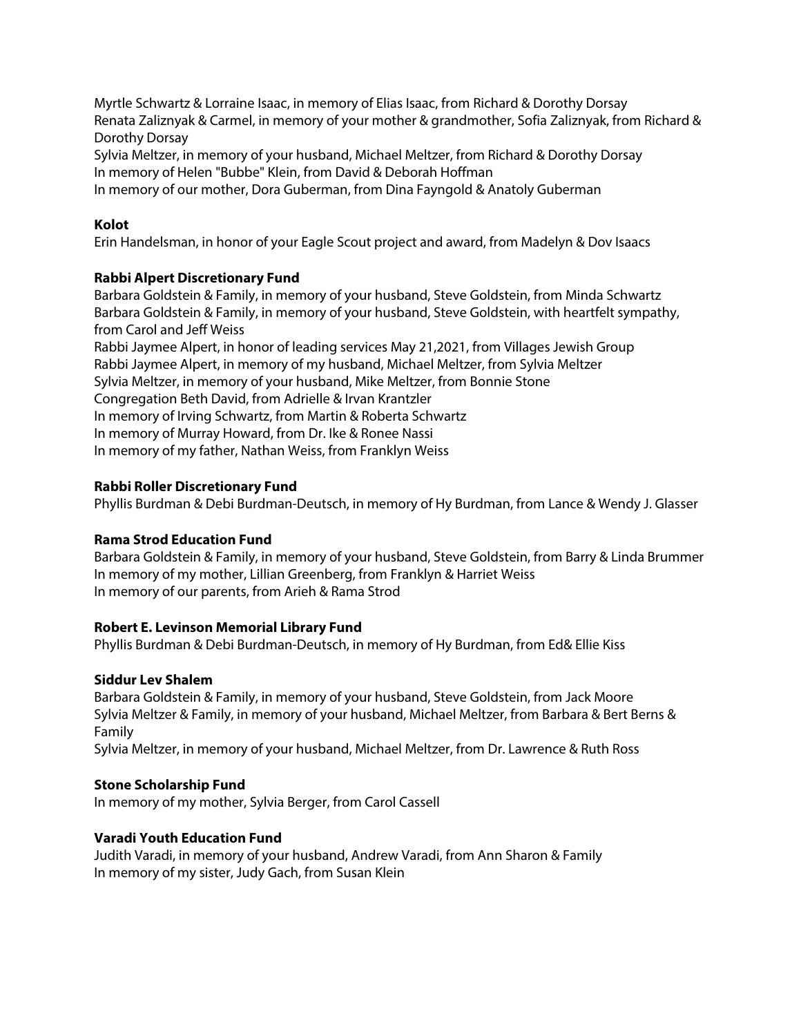Myrtle Schwartz & Lorraine Isaac, in memory of Elias Isaac, from Richard & Dorothy Dorsay
Renata Zaliznyak & Carmel, in memory of your mother & grandmother, Sofia Zaliznyak, from Richard & Dorothy Dorsay
Sylvia Meltzer, in memory of your husband, Michael Meltzer, from Richard & Dorothy Dorsay
In memory of Helen "Bubbe" Klein, from David & Deborah Hoffman
In memory of our mother, Dora Guberman, from Dina Fayngold & Anatoly Guberman

**Kolot**
Erin Handelsman, in honor of your Eagle Scout project and award, from Madelyn & Dov Isaacs

**Rabbi Alpert Discretionary Fund**
Barbara Goldstein & Family, in memory of your husband, Steve Goldstein, from Minda Schwartz
Barbara Goldstein & Family, in memory of your husband, Steve Goldstein, with heartfelt sympathy, from Carol and Jeff Weiss
Rabbi Jaymee Alpert, in honor of leading services May 21,2021, from Villages Jewish Group
Rabbi Jaymee Alpert, in memory of my husband, Michael Meltzer, from Sylvia Meltzer
Sylvia Meltzer, in memory of your husband, Mike Meltzer, from Bonnie Stone
Congregation Beth David, from Adrielle & Irvan Krantzler
In memory of Irving Schwartz, from Martin & Roberta Schwartz
In memory of Murray Howard, from Dr. Ike & Ronee Nassi
In memory of my father, Nathan Weiss, from Franklyn Weiss

**Rabbi Roller Discretionary Fund**
Phyllis Burdman & Debi Burdman-Deutsch, in memory of Hy Burdman, from Lance & Wendy J. Glasser

**Rama Strod Education Fund**
Barbara Goldstein & Family, in memory of your husband, Steve Goldstein, from Barry & Linda Brummer
In memory of my mother, Lillian Greenberg, from Franklyn & Harriet Weiss
In memory of our parents, from Arieh & Rama Strod

**Robert E. Levinson Memorial Library Fund**
Phyllis Burdman & Debi Burdman-Deutsch, in memory of Hy Burdman, from Ed& Ellie Kiss

**Siddur Lev Shalem**
Barbara Goldstein & Family, in memory of your husband, Steve Goldstein, from Jack Moore
Sylvia Meltzer & Family, in memory of your husband, Michael Meltzer, from Barbara & Bert Berns & Family
Sylvia Meltzer, in memory of your husband, Michael Meltzer, from Dr. Lawrence & Ruth Ross

**Stone Scholarship Fund**
In memory of my mother, Sylvia Berger, from Carol Cassell

**Varadi Youth Education Fund**
Judith Varadi, in memory of your husband, Andrew Varadi, from Ann Sharon & Family
In memory of my sister, Judy Gach, from Susan Klein